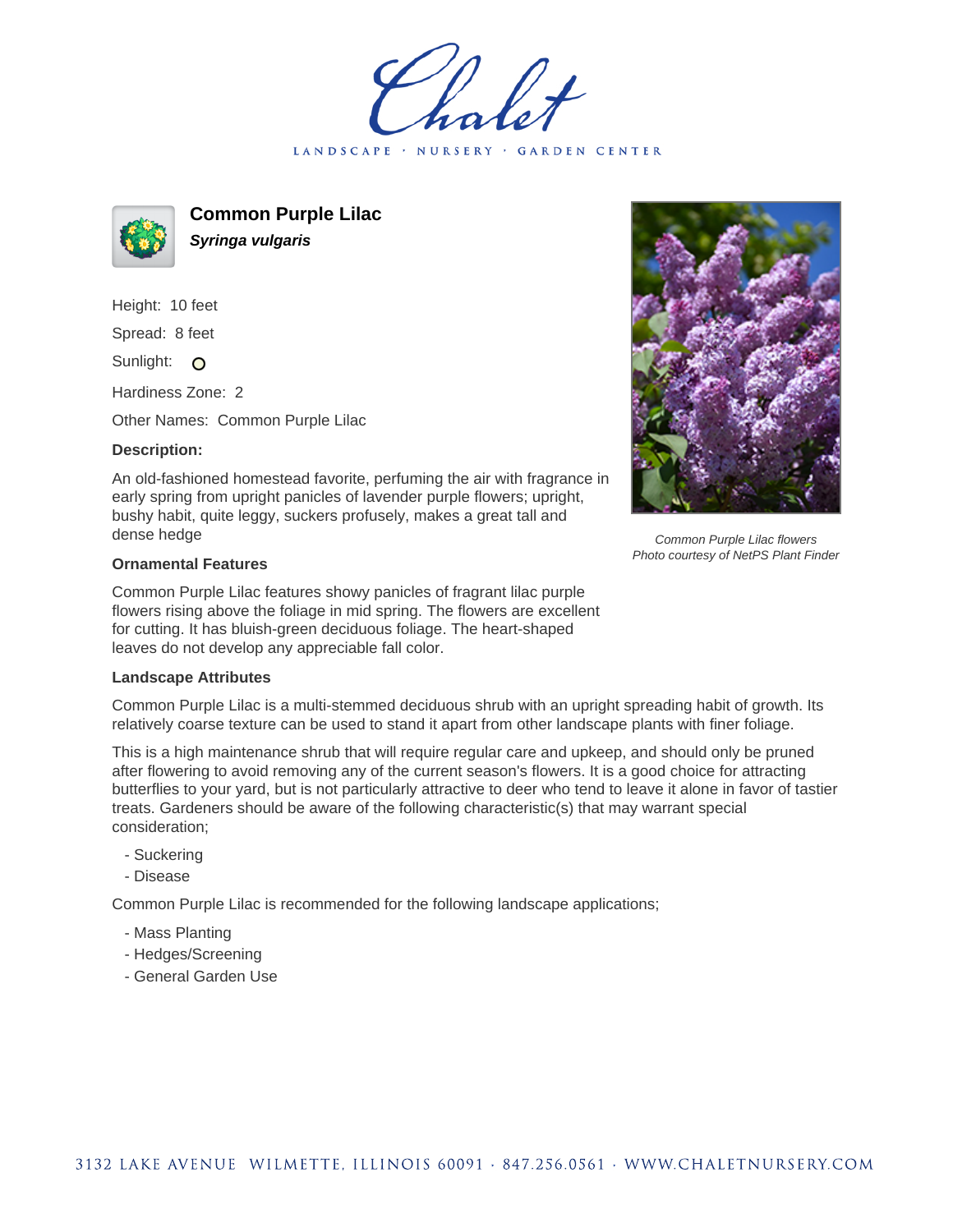# Common Purple Lilac

***Syringa vulgaris***

Height: 10 feet

Spread: 8 feet

Sunlight:

Hardiness Zone: 2

Other Names: Common Purple Lilac

**Description:**

An old-fashioned homestead favorite, perfuming the air with fragrance in early spring from upright panicles of lavender purple flowers; upright, bushy habit, quite leggy, suckers profusely, makes a great tall and dense hedge

*Common Purple Lilac flowers*
*Photo courtesy of NetPS Plant Finder*

### Ornamental Features

Common Purple Lilac features showy panicles of fragrant lilac purple flowers rising above the foliage in mid spring. The flowers are excellent for cutting. It has bluish-green deciduous foliage. The heart-shaped leaves do not develop any appreciable fall color.

### Landscape Attributes

Common Purple Lilac is a multi-stemmed deciduous shrub with an upright spreading habit of growth. Its relatively coarse texture can be used to stand it apart from other landscape plants with finer foliage.

This is a high maintenance shrub that will require regular care and upkeep, and should only be pruned after flowering to avoid removing any of the current season's flowers. It is a good choice for attracting butterflies to your yard, but is not particularly attractive to deer who tend to leave it alone in favor of tastier treats. Gardeners should be aware of the following characteristic(s) that may warrant special consideration;

- Suckering
- Disease

Common Purple Lilac is recommended for the following landscape applications;

- Mass Planting
- Hedges/Screening
- General Garden Use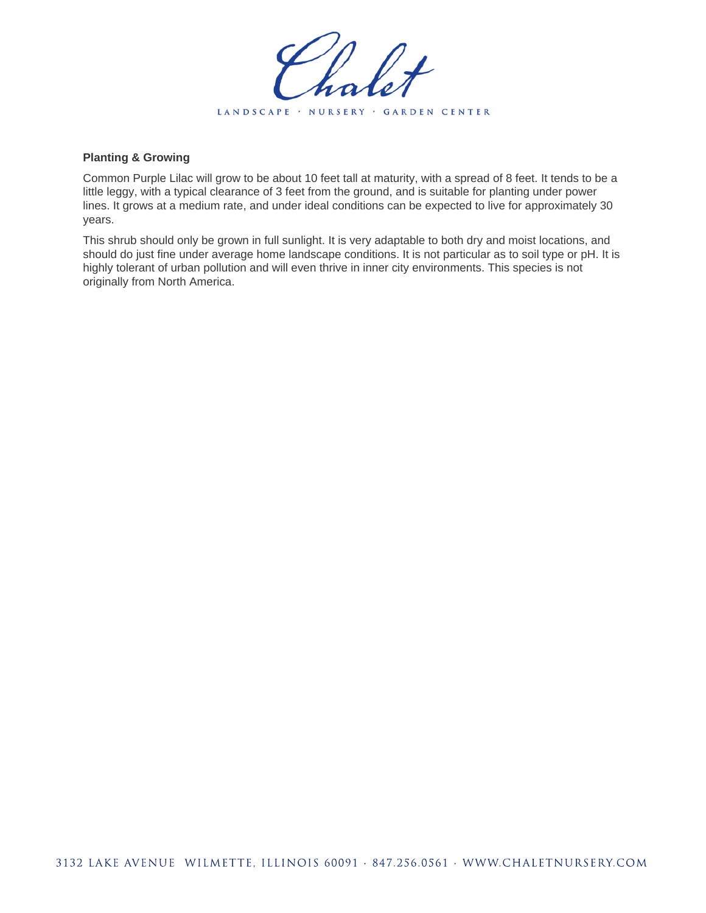**Planting & Growing**

Common Purple Lilac will grow to be about 10 feet tall at maturity, with a spread of 8 feet. It tends to be a little leggy, with a typical clearance of 3 feet from the ground, and is suitable for planting under power lines. It grows at a medium rate, and under ideal conditions can be expected to live for approximately 30 years.

This shrub should only be grown in full sunlight. It is very adaptable to both dry and moist locations, and should do just fine under average home landscape conditions. It is not particular as to soil type or pH. It is highly tolerant of urban pollution and will even thrive in inner city environments. This species is not originally from North America.